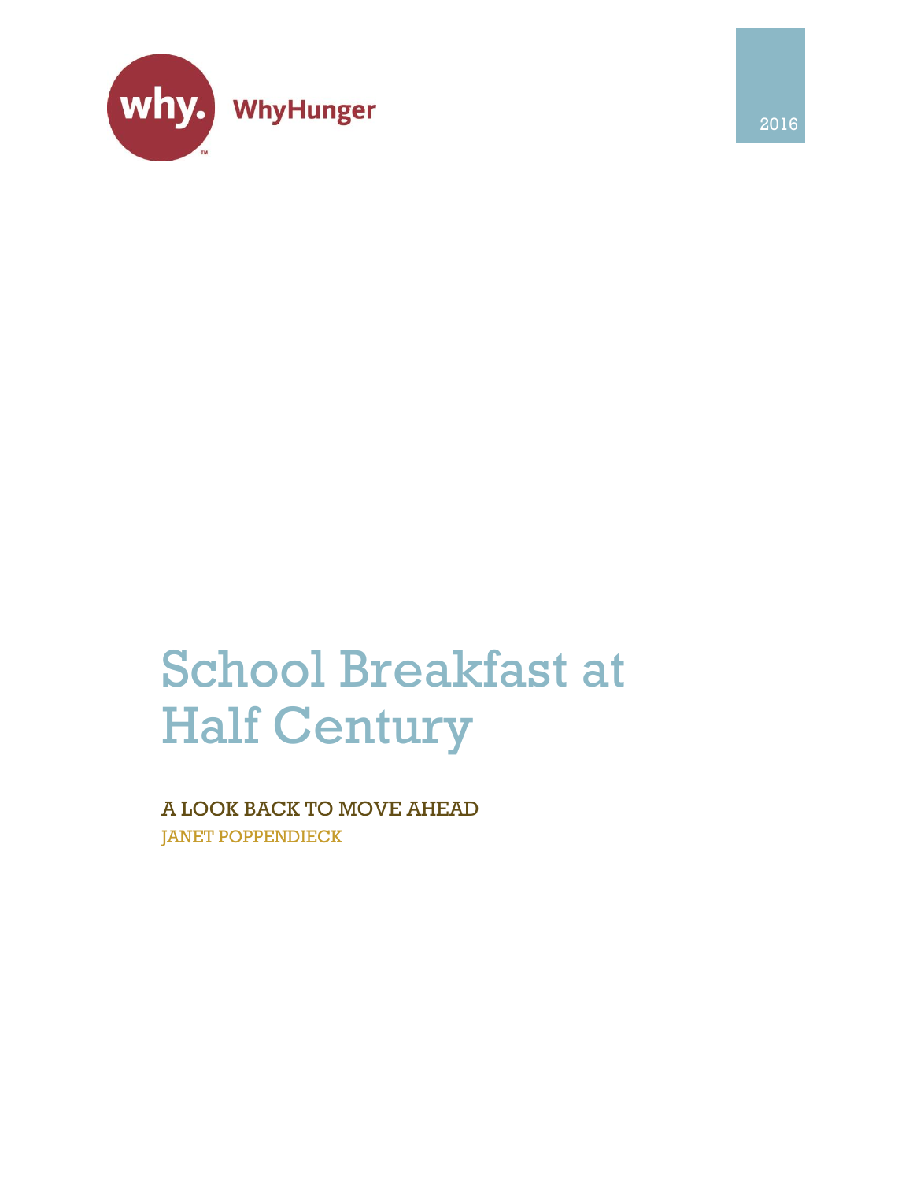WhyHunger

2016

# School Breakfast at Half Century

## A LOOK BACK TO MOVE AHEAD

JANET POPPENDIECK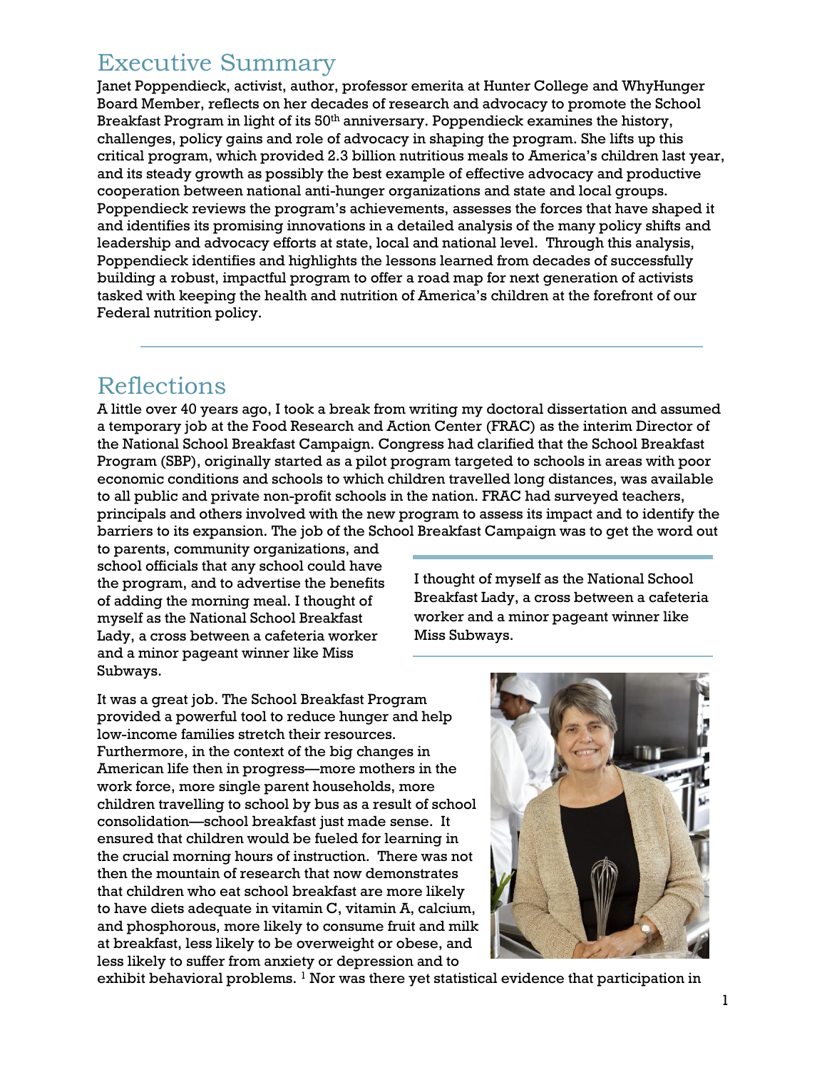## Executive Summary

Janet Poppendieck, activist, author, professor emerita at Hunter College and WhyHunger Board Member, reflects on her decades of research and advocacy to promote the School Breakfast Program in light of its 50th anniversary. Poppendieck examines the history, challenges, policy gains and role of advocacy in shaping the program. She lifts up this critical program, which provided 2.3 billion nutritious meals to America's children last year, and its steady growth as possibly the best example of effective advocacy and productive cooperation between national anti-hunger organizations and state and local groups. Poppendieck reviews the program's achievements, assesses the forces that have shaped it and identifies its promising innovations in a detailed analysis of the many policy shifts and leadership and advocacy efforts at state, local and national level. Through this analysis, Poppendieck identifies and highlights the lessons learned from decades of successfully building a robust, impactful program to offer a road map for next generation of activists tasked with keeping the health and nutrition of America's children at the forefront of our Federal nutrition policy.

---

## Reflections

A little over 40 years ago, I took a break from writing my doctoral dissertation and assumed a temporary job at the Food Research and Action Center (FRAC) as the interim Director of the National School Breakfast Campaign. Congress had clarified that the School Breakfast Program (SBP), originally started as a pilot program targeted to schools in areas with poor economic conditions and schools to which children travelled long distances, was available to all public and private non-profit schools in the nation. FRAC had surveyed teachers, principals and others involved with the new program to assess its impact and to identify the barriers to its expansion. The job of the School Breakfast Campaign was to get the word out to parents, community organizations, and school officials that any school could have the program, and to advertise the benefits of adding the morning meal. I thought of myself as the National School Breakfast Lady, a cross between a cafeteria worker and a minor pageant winner like Miss Subways.

> I thought of myself as the National School Breakfast Lady, a cross between a cafeteria worker and a minor pageant winner like Miss Subways.

It was a great job. The School Breakfast Program provided a powerful tool to reduce hunger and help low-income families stretch their resources. Furthermore, in the context of the big changes in American life then in progress—more mothers in the work force, more single parent households, more children travelling to school by bus as a result of school consolidation—school breakfast just made sense. It ensured that children would be fueled for learning in the crucial morning hours of instruction. There was not then the mountain of research that now demonstrates that children who eat school breakfast are more likely to have diets adequate in vitamin C, vitamin A, calcium, and phosphorous, more likely to consume fruit and milk at breakfast, less likely to be overweight or obese, and less likely to suffer from anxiety or depression and to exhibit behavioral problems. [1] Nor was there yet statistical evidence that participation in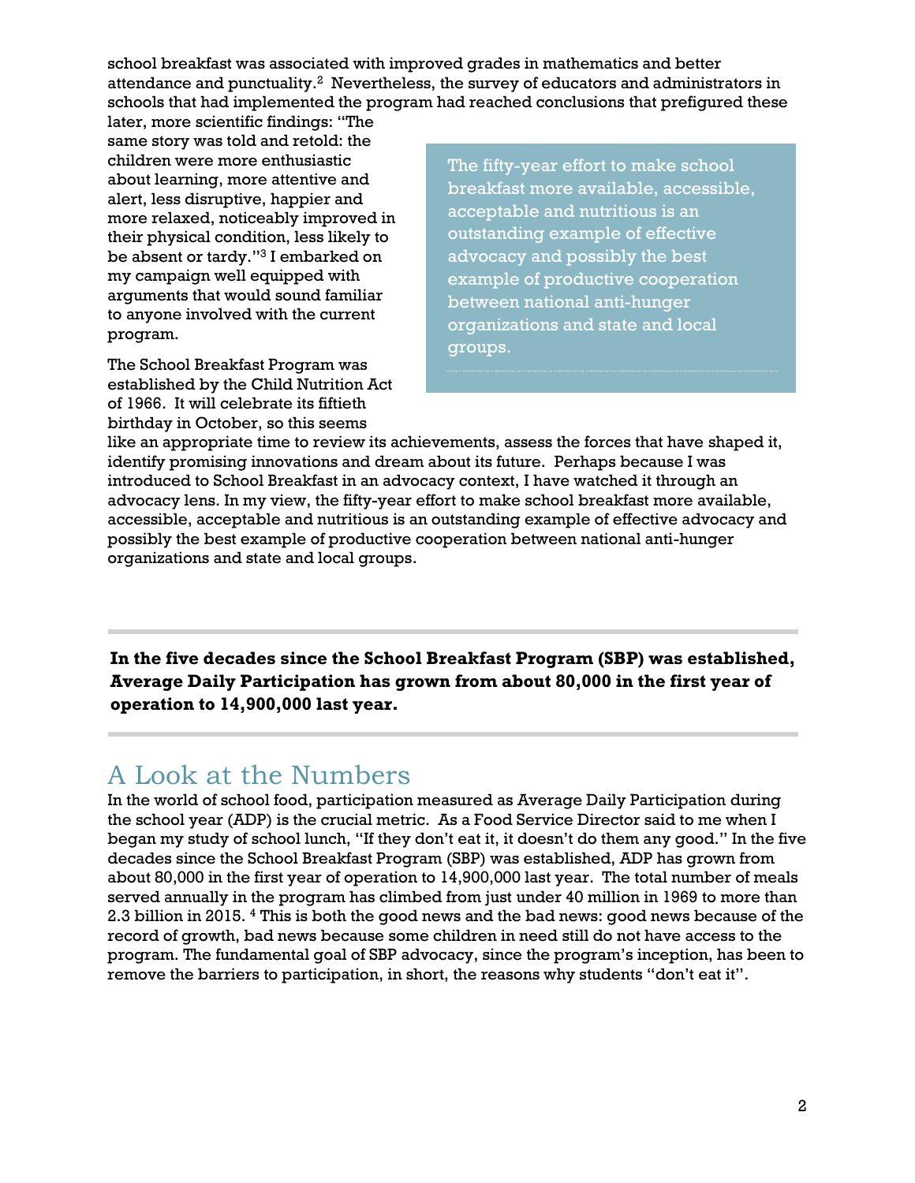school breakfast was associated with improved grades in mathematics and better attendance and punctuality.[2] Nevertheless, the survey of educators and administrators in schools that had implemented the program had reached conclusions that prefigured these later, more scientific findings: "The same story was told and retold: the children were more enthusiastic about learning, more attentive and alert, less disruptive, happier and more relaxed, noticeably improved in their physical condition, less likely to be absent or tardy."[3] I embarked on my campaign well equipped with arguments that would sound familiar to anyone involved with the current program.

> The fifty-year effort to make school breakfast more available, accessible, acceptable and nutritious is an outstanding example of effective advocacy and possibly the best example of productive cooperation between national anti-hunger organizations and state and local groups.

The School Breakfast Program was established by the Child Nutrition Act of 1966. It will celebrate its fiftieth birthday in October, so this seems like an appropriate time to review its achievements, assess the forces that have shaped it, identify promising innovations and dream about its future. Perhaps because I was introduced to School Breakfast in an advocacy context, I have watched it through an advocacy lens. In my view, the fifty-year effort to make school breakfast more available, accessible, acceptable and nutritious is an outstanding example of effective advocacy and possibly the best example of productive cooperation between national anti-hunger organizations and state and local groups.

---

**In the five decades since the School Breakfast Program (SBP) was established, Average Daily Participation has grown from about 80,000 in the first year of operation to 14,900,000 last year.**

---

## A Look at the Numbers

In the world of school food, participation measured as Average Daily Participation during the school year (ADP) is the crucial metric. As a Food Service Director said to me when I began my study of school lunch, "If they don't eat it, it doesn't do them any good." In the five decades since the School Breakfast Program (SBP) was established, ADP has grown from about 80,000 in the first year of operation to 14,900,000 last year. The total number of meals served annually in the program has climbed from just under 40 million in 1969 to more than 2.3 billion in 2015. [4] This is both the good news and the bad news: good news because of the record of growth, bad news because some children in need still do not have access to the program. The fundamental goal of SBP advocacy, since the program's inception, has been to remove the barriers to participation, in short, the reasons why students "don't eat it".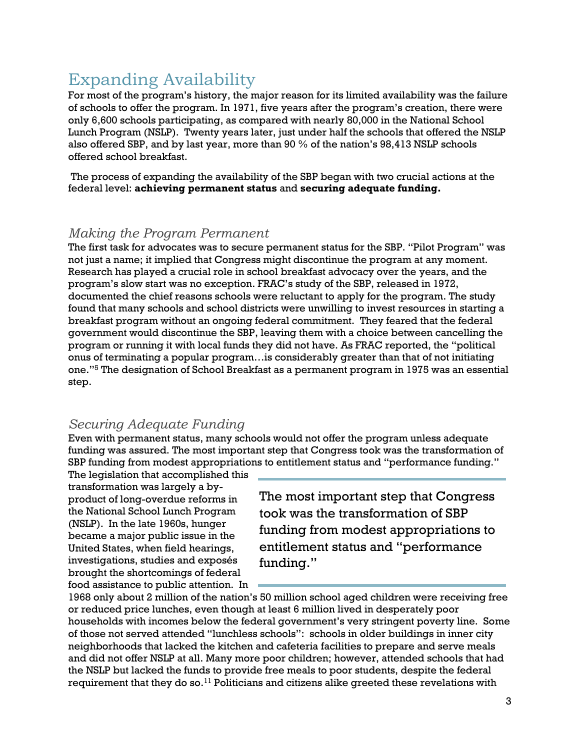## Expanding Availability

For most of the program's history, the major reason for its limited availability was the failure of schools to offer the program. In 1971, five years after the program's creation, there were only 6,600 schools participating, as compared with nearly 80,000 in the National School Lunch Program (NSLP). Twenty years later, just under half the schools that offered the NSLP also offered SBP, and by last year, more than 90 % of the nation's 98,413 NSLP schools offered school breakfast.

The process of expanding the availability of the SBP began with two crucial actions at the federal level: **achieving permanent status** and **securing adequate funding.**

### *Making the Program Permanent*

The first task for advocates was to secure permanent status for the SBP. "Pilot Program" was not just a name; it implied that Congress might discontinue the program at any moment. Research has played a crucial role in school breakfast advocacy over the years, and the program's slow start was no exception. FRAC's study of the SBP, released in 1972, documented the chief reasons schools were reluctant to apply for the program. The study found that many schools and school districts were unwilling to invest resources in starting a breakfast program without an ongoing federal commitment. They feared that the federal government would discontinue the SBP, leaving them with a choice between cancelling the program or running it with local funds they did not have. As FRAC reported, the "political onus of terminating a popular program…is considerably greater than that of not initiating one."[5] The designation of School Breakfast as a permanent program in 1975 was an essential step.

### *Securing Adequate Funding*

Even with permanent status, many schools would not offer the program unless adequate funding was assured. The most important step that Congress took was the transformation of SBP funding from modest appropriations to entitlement status and "performance funding."

> The most important step that Congress took was the transformation of SBP funding from modest appropriations to entitlement status and "performance funding."

The legislation that accomplished this transformation was largely a by-product of long-overdue reforms in the National School Lunch Program (NSLP). In the late 1960s, hunger became a major public issue in the United States, when field hearings, investigations, studies and exposés brought the shortcomings of federal food assistance to public attention. In 1968 only about 2 million of the nation's 50 million school aged children were receiving free or reduced price lunches, even though at least 6 million lived in desperately poor households with incomes below the federal government's very stringent poverty line. Some of those not served attended "lunchless schools": schools in older buildings in inner city neighborhoods that lacked the kitchen and cafeteria facilities to prepare and serve meals and did not offer NSLP at all. Many more poor children; however, attended schools that had the NSLP but lacked the funds to provide free meals to poor students, despite the federal requirement that they do so.[11] Politicians and citizens alike greeted these revelations with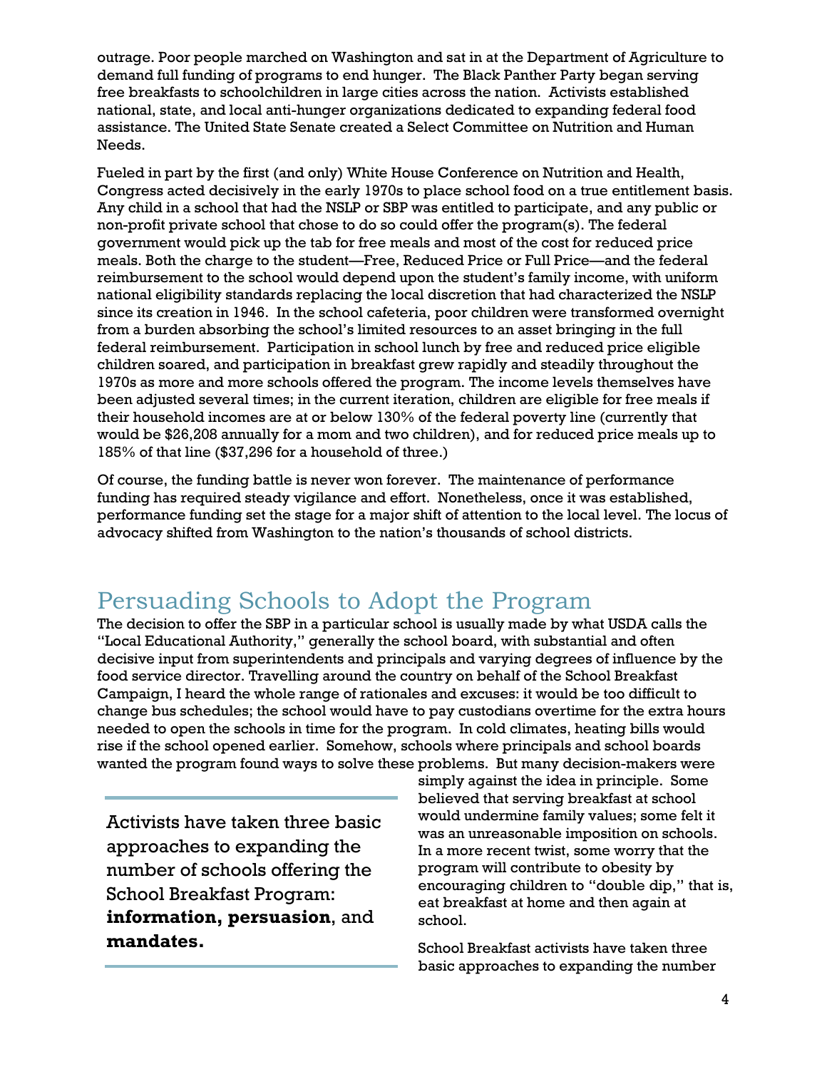outrage. Poor people marched on Washington and sat in at the Department of Agriculture to demand full funding of programs to end hunger. The Black Panther Party began serving free breakfasts to schoolchildren in large cities across the nation. Activists established national, state, and local anti-hunger organizations dedicated to expanding federal food assistance. The United State Senate created a Select Committee on Nutrition and Human Needs.

Fueled in part by the first (and only) White House Conference on Nutrition and Health, Congress acted decisively in the early 1970s to place school food on a true entitlement basis. Any child in a school that had the NSLP or SBP was entitled to participate, and any public or non-profit private school that chose to do so could offer the program(s). The federal government would pick up the tab for free meals and most of the cost for reduced price meals. Both the charge to the student—Free, Reduced Price or Full Price—and the federal reimbursement to the school would depend upon the student's family income, with uniform national eligibility standards replacing the local discretion that had characterized the NSLP since its creation in 1946. In the school cafeteria, poor children were transformed overnight from a burden absorbing the school's limited resources to an asset bringing in the full federal reimbursement. Participation in school lunch by free and reduced price eligible children soared, and participation in breakfast grew rapidly and steadily throughout the 1970s as more and more schools offered the program. The income levels themselves have been adjusted several times; in the current iteration, children are eligible for free meals if their household incomes are at or below 130% of the federal poverty line (currently that would be $26,208 annually for a mom and two children), and for reduced price meals up to 185% of that line ($37,296 for a household of three.)

Of course, the funding battle is never won forever. The maintenance of performance funding has required steady vigilance and effort. Nonetheless, once it was established, performance funding set the stage for a major shift of attention to the local level. The locus of advocacy shifted from Washington to the nation's thousands of school districts.

## Persuading Schools to Adopt the Program

The decision to offer the SBP in a particular school is usually made by what USDA calls the "Local Educational Authority," generally the school board, with substantial and often decisive input from superintendents and principals and varying degrees of influence by the food service director. Travelling around the country on behalf of the School Breakfast Campaign, I heard the whole range of rationales and excuses: it would be too difficult to change bus schedules; the school would have to pay custodians overtime for the extra hours needed to open the schools in time for the program. In cold climates, heating bills would rise if the school opened earlier. Somehow, schools where principals and school boards wanted the program found ways to solve these problems. But many decision-makers were simply against the idea in principle. Some believed that serving breakfast at school would undermine family values; some felt it was an unreasonable imposition on schools. In a more recent twist, some worry that the program will contribute to obesity by encouraging children to "double dip," that is, eat breakfast at home and then again at school.

> Activists have taken three basic approaches to expanding the number of schools offering the School Breakfast Program: **information, persuasion**, and **mandates.**

School Breakfast activists have taken three basic approaches to expanding the number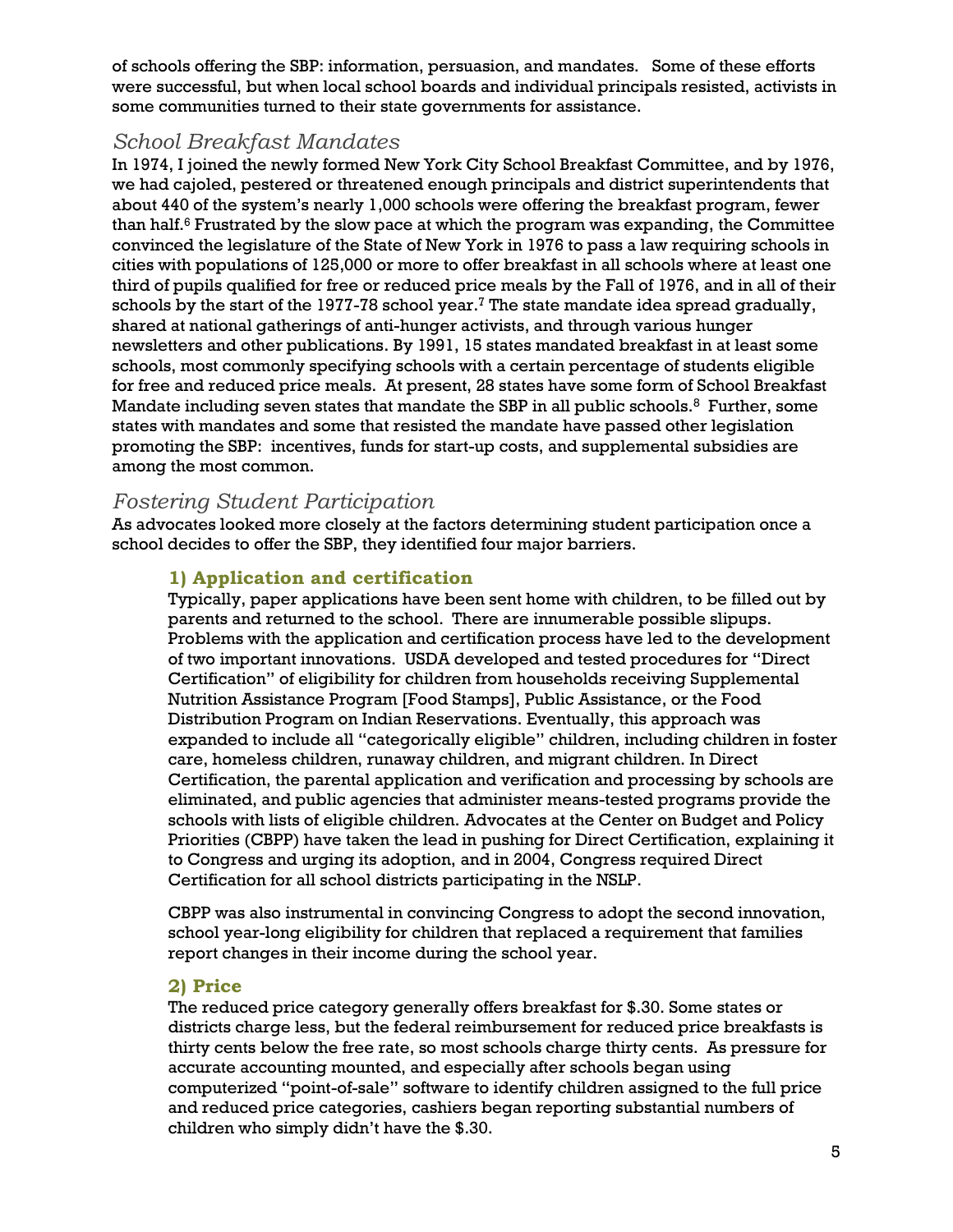of schools offering the SBP: information, persuasion, and mandates. Some of these efforts were successful, but when local school boards and individual principals resisted, activists in some communities turned to their state governments for assistance.

## *School Breakfast Mandates*

In 1974, I joined the newly formed New York City School Breakfast Committee, and by 1976, we had cajoled, pestered or threatened enough principals and district superintendents that about 440 of the system's nearly 1,000 schools were offering the breakfast program, fewer than half.[6] Frustrated by the slow pace at which the program was expanding, the Committee convinced the legislature of the State of New York in 1976 to pass a law requiring schools in cities with populations of 125,000 or more to offer breakfast in all schools where at least one third of pupils qualified for free or reduced price meals by the Fall of 1976, and in all of their schools by the start of the 1977-78 school year.[7] The state mandate idea spread gradually, shared at national gatherings of anti-hunger activists, and through various hunger newsletters and other publications. By 1991, 15 states mandated breakfast in at least some schools, most commonly specifying schools with a certain percentage of students eligible for free and reduced price meals. At present, 28 states have some form of School Breakfast Mandate including seven states that mandate the SBP in all public schools.[8] Further, some states with mandates and some that resisted the mandate have passed other legislation promoting the SBP: incentives, funds for start-up costs, and supplemental subsidies are among the most common.

## *Fostering Student Participation*

As advocates looked more closely at the factors determining student participation once a school decides to offer the SBP, they identified four major barriers.

### 1) Application and certification

Typically, paper applications have been sent home with children, to be filled out by parents and returned to the school. There are innumerable possible slipups. Problems with the application and certification process have led to the development of two important innovations. USDA developed and tested procedures for "Direct Certification" of eligibility for children from households receiving Supplemental Nutrition Assistance Program [Food Stamps], Public Assistance, or the Food Distribution Program on Indian Reservations. Eventually, this approach was expanded to include all "categorically eligible" children, including children in foster care, homeless children, runaway children, and migrant children. In Direct Certification, the parental application and verification and processing by schools are eliminated, and public agencies that administer means-tested programs provide the schools with lists of eligible children. Advocates at the Center on Budget and Policy Priorities (CBPP) have taken the lead in pushing for Direct Certification, explaining it to Congress and urging its adoption, and in 2004, Congress required Direct Certification for all school districts participating in the NSLP.

CBPP was also instrumental in convincing Congress to adopt the second innovation, school year-long eligibility for children that replaced a requirement that families report changes in their income during the school year.

### 2) Price

The reduced price category generally offers breakfast for $.30. Some states or districts charge less, but the federal reimbursement for reduced price breakfasts is thirty cents below the free rate, so most schools charge thirty cents. As pressure for accurate accounting mounted, and especially after schools began using computerized "point-of-sale" software to identify children assigned to the full price and reduced price categories, cashiers began reporting substantial numbers of children who simply didn't have the $.30.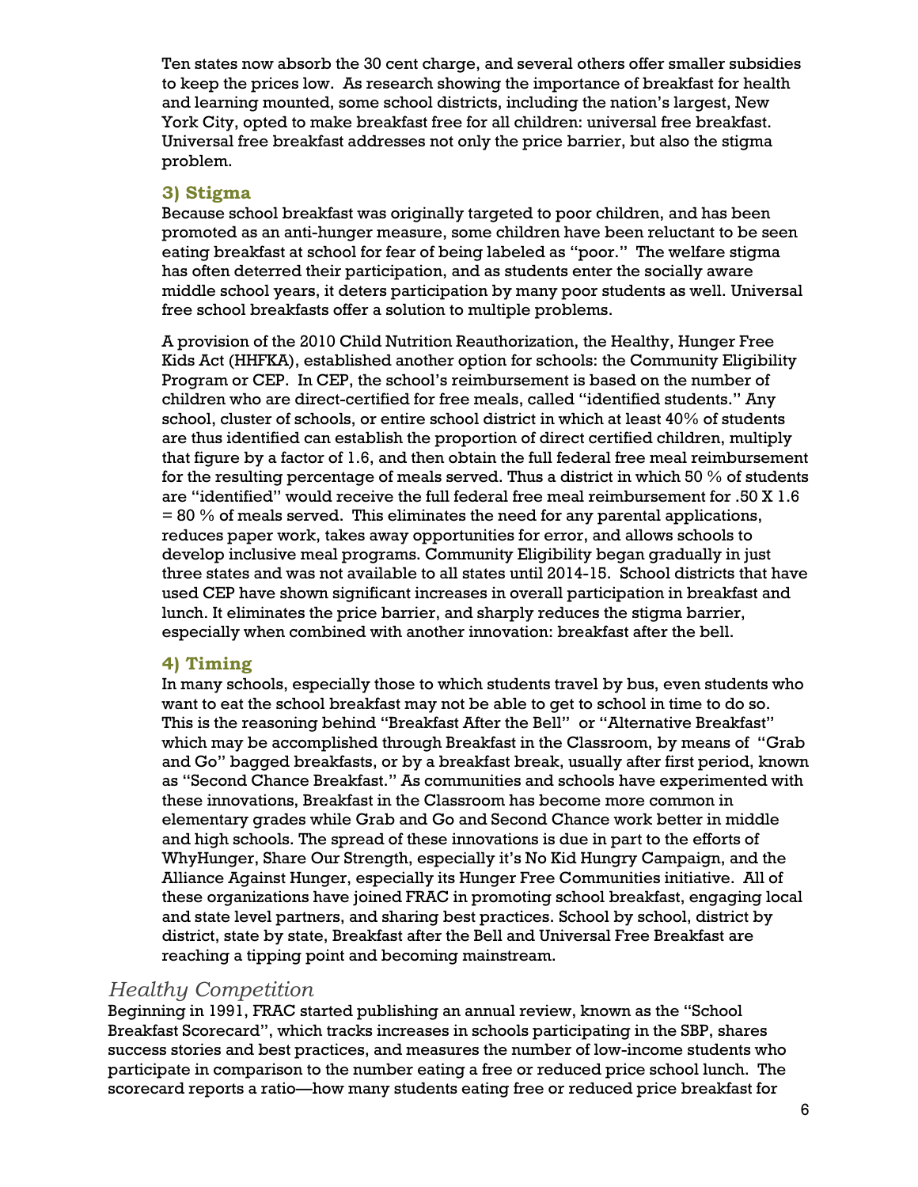Ten states now absorb the 30 cent charge, and several others offer smaller subsidies to keep the prices low. As research showing the importance of breakfast for health and learning mounted, some school districts, including the nation's largest, New York City, opted to make breakfast free for all children: universal free breakfast. Universal free breakfast addresses not only the price barrier, but also the stigma problem.

### 3) Stigma

Because school breakfast was originally targeted to poor children, and has been promoted as an anti-hunger measure, some children have been reluctant to be seen eating breakfast at school for fear of being labeled as "poor." The welfare stigma has often deterred their participation, and as students enter the socially aware middle school years, it deters participation by many poor students as well. Universal free school breakfasts offer a solution to multiple problems.

A provision of the 2010 Child Nutrition Reauthorization, the Healthy, Hunger Free Kids Act (HHFKA), established another option for schools: the Community Eligibility Program or CEP. In CEP, the school's reimbursement is based on the number of children who are direct-certified for free meals, called "identified students." Any school, cluster of schools, or entire school district in which at least 40% of students are thus identified can establish the proportion of direct certified children, multiply that figure by a factor of 1.6, and then obtain the full federal free meal reimbursement for the resulting percentage of meals served. Thus a district in which 50 % of students are "identified" would receive the full federal free meal reimbursement for .50 X 1.6 = 80 % of meals served. This eliminates the need for any parental applications, reduces paper work, takes away opportunities for error, and allows schools to develop inclusive meal programs. Community Eligibility began gradually in just three states and was not available to all states until 2014-15. School districts that have used CEP have shown significant increases in overall participation in breakfast and lunch. It eliminates the price barrier, and sharply reduces the stigma barrier, especially when combined with another innovation: breakfast after the bell.

### 4) Timing

In many schools, especially those to which students travel by bus, even students who want to eat the school breakfast may not be able to get to school in time to do so. This is the reasoning behind "Breakfast After the Bell" or "Alternative Breakfast" which may be accomplished through Breakfast in the Classroom, by means of "Grab and Go" bagged breakfasts, or by a breakfast break, usually after first period, known as "Second Chance Breakfast." As communities and schools have experimented with these innovations, Breakfast in the Classroom has become more common in elementary grades while Grab and Go and Second Chance work better in middle and high schools. The spread of these innovations is due in part to the efforts of WhyHunger, Share Our Strength, especially it's No Kid Hungry Campaign, and the Alliance Against Hunger, especially its Hunger Free Communities initiative. All of these organizations have joined FRAC in promoting school breakfast, engaging local and state level partners, and sharing best practices. School by school, district by district, state by state, Breakfast after the Bell and Universal Free Breakfast are reaching a tipping point and becoming mainstream.

## *Healthy Competition*

Beginning in 1991, FRAC started publishing an annual review, known as the "School Breakfast Scorecard", which tracks increases in schools participating in the SBP, shares success stories and best practices, and measures the number of low-income students who participate in comparison to the number eating a free or reduced price school lunch. The scorecard reports a ratio—how many students eating free or reduced price breakfast for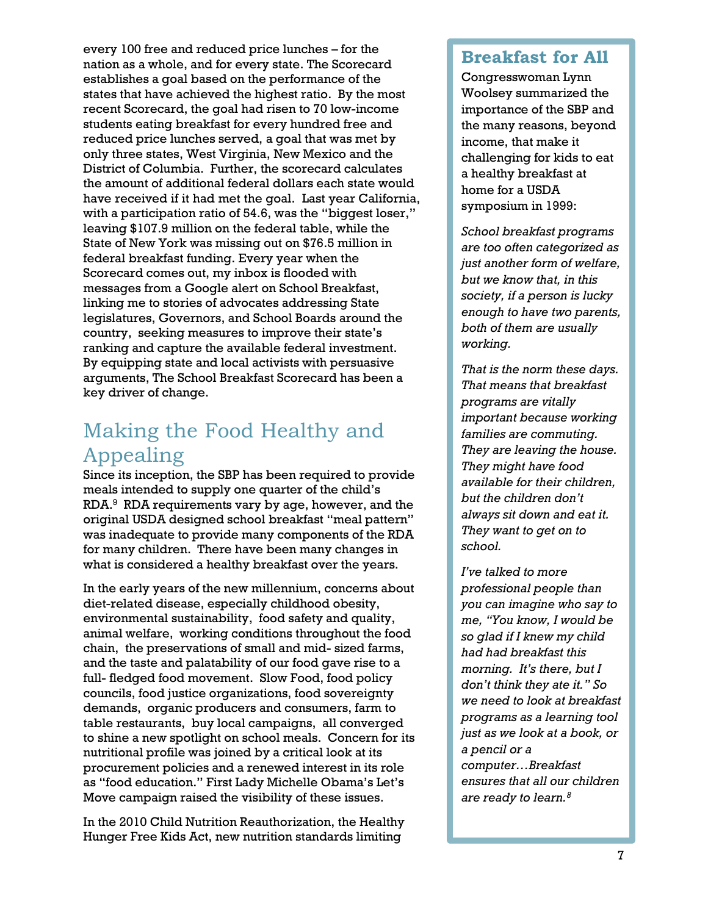every 100 free and reduced price lunches – for the nation as a whole, and for every state. The Scorecard establishes a goal based on the performance of the states that have achieved the highest ratio. By the most recent Scorecard, the goal had risen to 70 low-income students eating breakfast for every hundred free and reduced price lunches served, a goal that was met by only three states, West Virginia, New Mexico and the District of Columbia. Further, the scorecard calculates the amount of additional federal dollars each state would have received if it had met the goal. Last year California, with a participation ratio of 54.6, was the "biggest loser," leaving $107.9 million on the federal table, while the State of New York was missing out on $76.5 million in federal breakfast funding. Every year when the Scorecard comes out, my inbox is flooded with messages from a Google alert on School Breakfast, linking me to stories of advocates addressing State legislatures, Governors, and School Boards around the country, seeking measures to improve their state's ranking and capture the available federal investment. By equipping state and local activists with persuasive arguments, The School Breakfast Scorecard has been a key driver of change.

## Making the Food Healthy and Appealing

Since its inception, the SBP has been required to provide meals intended to supply one quarter of the child's RDA.[9] RDA requirements vary by age, however, and the original USDA designed school breakfast "meal pattern" was inadequate to provide many components of the RDA for many children. There have been many changes in what is considered a healthy breakfast over the years.

In the early years of the new millennium, concerns about diet-related disease, especially childhood obesity, environmental sustainability, food safety and quality, animal welfare, working conditions throughout the food chain, the preservations of small and mid- sized farms, and the taste and palatability of our food gave rise to a full- fledged food movement. Slow Food, food policy councils, food justice organizations, food sovereignty demands, organic producers and consumers, farm to table restaurants, buy local campaigns, all converged to shine a new spotlight on school meals. Concern for its nutritional profile was joined by a critical look at its procurement policies and a renewed interest in its role as "food education." First Lady Michelle Obama's Let's Move campaign raised the visibility of these issues.

In the 2010 Child Nutrition Reauthorization, the Healthy Hunger Free Kids Act, new nutrition standards limiting

### Breakfast for All

Congresswoman Lynn Woolsey summarized the importance of the SBP and the many reasons, beyond income, that make it challenging for kids to eat a healthy breakfast at home for a USDA symposium in 1999:

*School breakfast programs are too often categorized as just another form of welfare, but we know that, in this society, if a person is lucky enough to have two parents, both of them are usually working.*

*That is the norm these days. That means that breakfast programs are vitally important because working families are commuting. They are leaving the house. They might have food available for their children, but the children don't always sit down and eat it. They want to get on to school.*

*I've talked to more professional people than you can imagine who say to me, "You know, I would be so glad if I knew my child had had breakfast this morning. It's there, but I don't think they ate it." So we need to look at breakfast programs as a learning tool just as we look at a book, or a pencil or a computer…Breakfast ensures that all our children are ready to learn.*[8]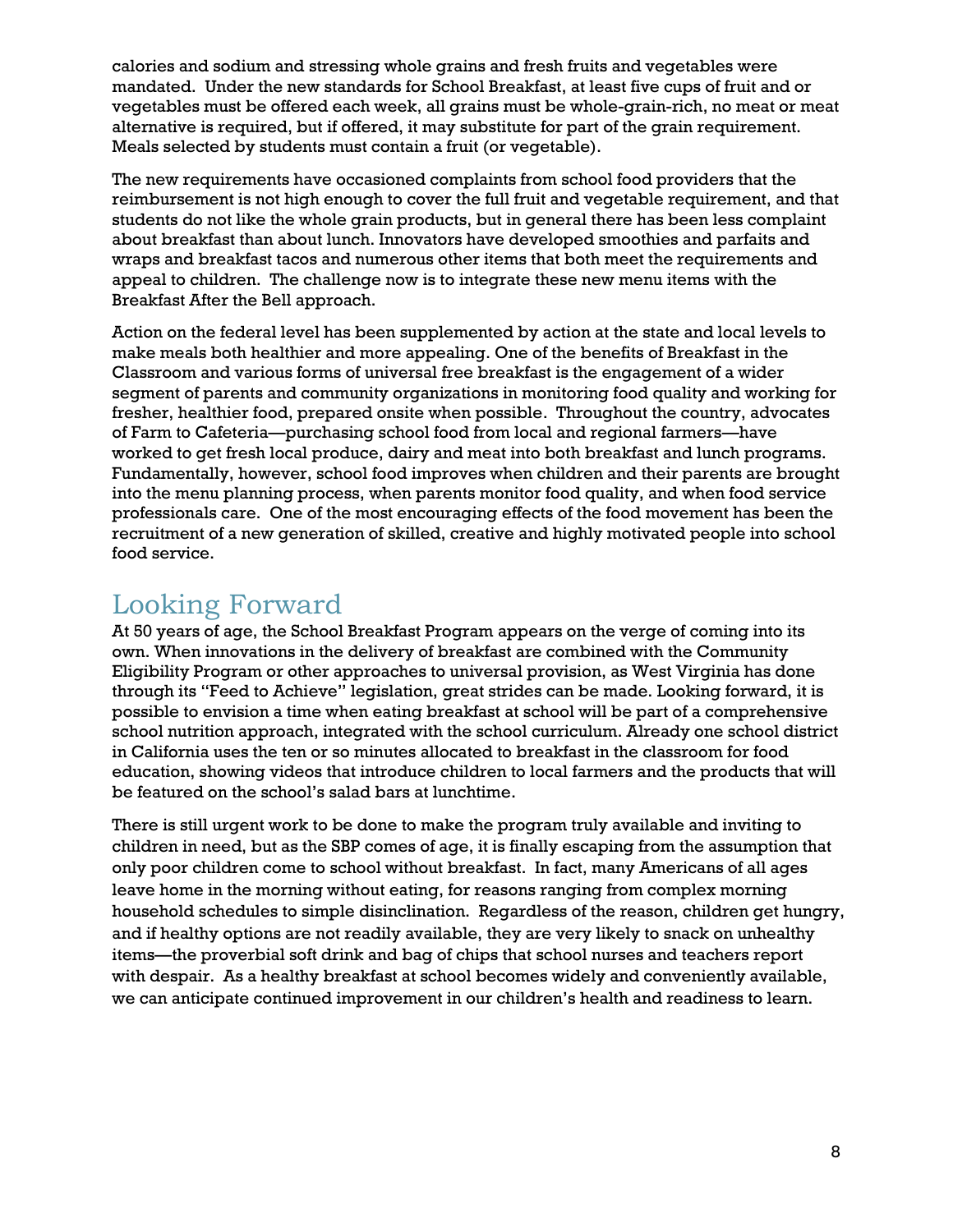calories and sodium and stressing whole grains and fresh fruits and vegetables were mandated. Under the new standards for School Breakfast, at least five cups of fruit and or vegetables must be offered each week, all grains must be whole-grain-rich, no meat or meat alternative is required, but if offered, it may substitute for part of the grain requirement. Meals selected by students must contain a fruit (or vegetable).

The new requirements have occasioned complaints from school food providers that the reimbursement is not high enough to cover the full fruit and vegetable requirement, and that students do not like the whole grain products, but in general there has been less complaint about breakfast than about lunch. Innovators have developed smoothies and parfaits and wraps and breakfast tacos and numerous other items that both meet the requirements and appeal to children. The challenge now is to integrate these new menu items with the Breakfast After the Bell approach.

Action on the federal level has been supplemented by action at the state and local levels to make meals both healthier and more appealing. One of the benefits of Breakfast in the Classroom and various forms of universal free breakfast is the engagement of a wider segment of parents and community organizations in monitoring food quality and working for fresher, healthier food, prepared onsite when possible. Throughout the country, advocates of Farm to Cafeteria—purchasing school food from local and regional farmers—have worked to get fresh local produce, dairy and meat into both breakfast and lunch programs. Fundamentally, however, school food improves when children and their parents are brought into the menu planning process, when parents monitor food quality, and when food service professionals care. One of the most encouraging effects of the food movement has been the recruitment of a new generation of skilled, creative and highly motivated people into school food service.

## Looking Forward

At 50 years of age, the School Breakfast Program appears on the verge of coming into its own. When innovations in the delivery of breakfast are combined with the Community Eligibility Program or other approaches to universal provision, as West Virginia has done through its "Feed to Achieve" legislation, great strides can be made. Looking forward, it is possible to envision a time when eating breakfast at school will be part of a comprehensive school nutrition approach, integrated with the school curriculum. Already one school district in California uses the ten or so minutes allocated to breakfast in the classroom for food education, showing videos that introduce children to local farmers and the products that will be featured on the school's salad bars at lunchtime.

There is still urgent work to be done to make the program truly available and inviting to children in need, but as the SBP comes of age, it is finally escaping from the assumption that only poor children come to school without breakfast. In fact, many Americans of all ages leave home in the morning without eating, for reasons ranging from complex morning household schedules to simple disinclination. Regardless of the reason, children get hungry, and if healthy options are not readily available, they are very likely to snack on unhealthy items—the proverbial soft drink and bag of chips that school nurses and teachers report with despair. As a healthy breakfast at school becomes widely and conveniently available, we can anticipate continued improvement in our children's health and readiness to learn.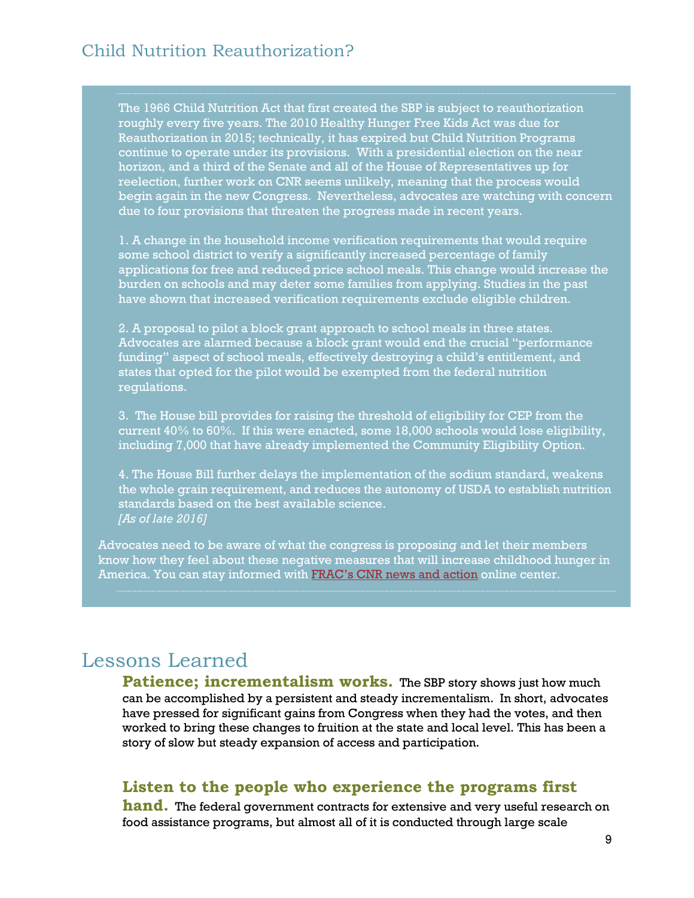## Child Nutrition Reauthorization?

The 1966 Child Nutrition Act that first created the SBP is subject to reauthorization roughly every five years. The 2010 Healthy Hunger Free Kids Act was due for Reauthorization in 2015; technically, it has expired but Child Nutrition Programs continue to operate under its provisions. With a presidential election on the near horizon, and a third of the Senate and all of the House of Representatives up for reelection, further work on CNR seems unlikely, meaning that the process would begin again in the new Congress. Nevertheless, advocates are watching with concern due to four provisions that threaten the progress made in recent years.

1. A change in the household income verification requirements that would require some school district to verify a significantly increased percentage of family applications for free and reduced price school meals. This change would increase the burden on schools and may deter some families from applying. Studies in the past have shown that increased verification requirements exclude eligible children.

2. A proposal to pilot a block grant approach to school meals in three states. Advocates are alarmed because a block grant would end the crucial "performance funding" aspect of school meals, effectively destroying a child's entitlement, and states that opted for the pilot would be exempted from the federal nutrition regulations.

3. The House bill provides for raising the threshold of eligibility for CEP from the current 40% to 60%. If this were enacted, some 18,000 schools would lose eligibility, including 7,000 that have already implemented the Community Eligibility Option.

4. The House Bill further delays the implementation of the sodium standard, weakens the whole grain requirement, and reduces the autonomy of USDA to establish nutrition standards based on the best available science.
*[As of late 2016]*

Advocates need to be aware of what the congress is proposing and let their members know how they feel about these negative measures that will increase childhood hunger in America. You can stay informed with FRAC's CNR news and action online center.

# Lessons Learned

**Patience; incrementalism works.** The SBP story shows just how much can be accomplished by a persistent and steady incrementalism. In short, advocates have pressed for significant gains from Congress when they had the votes, and then worked to bring these changes to fruition at the state and local level. This has been a story of slow but steady expansion of access and participation.

**Listen to the people who experience the programs first hand.** The federal government contracts for extensive and very useful research on food assistance programs, but almost all of it is conducted through large scale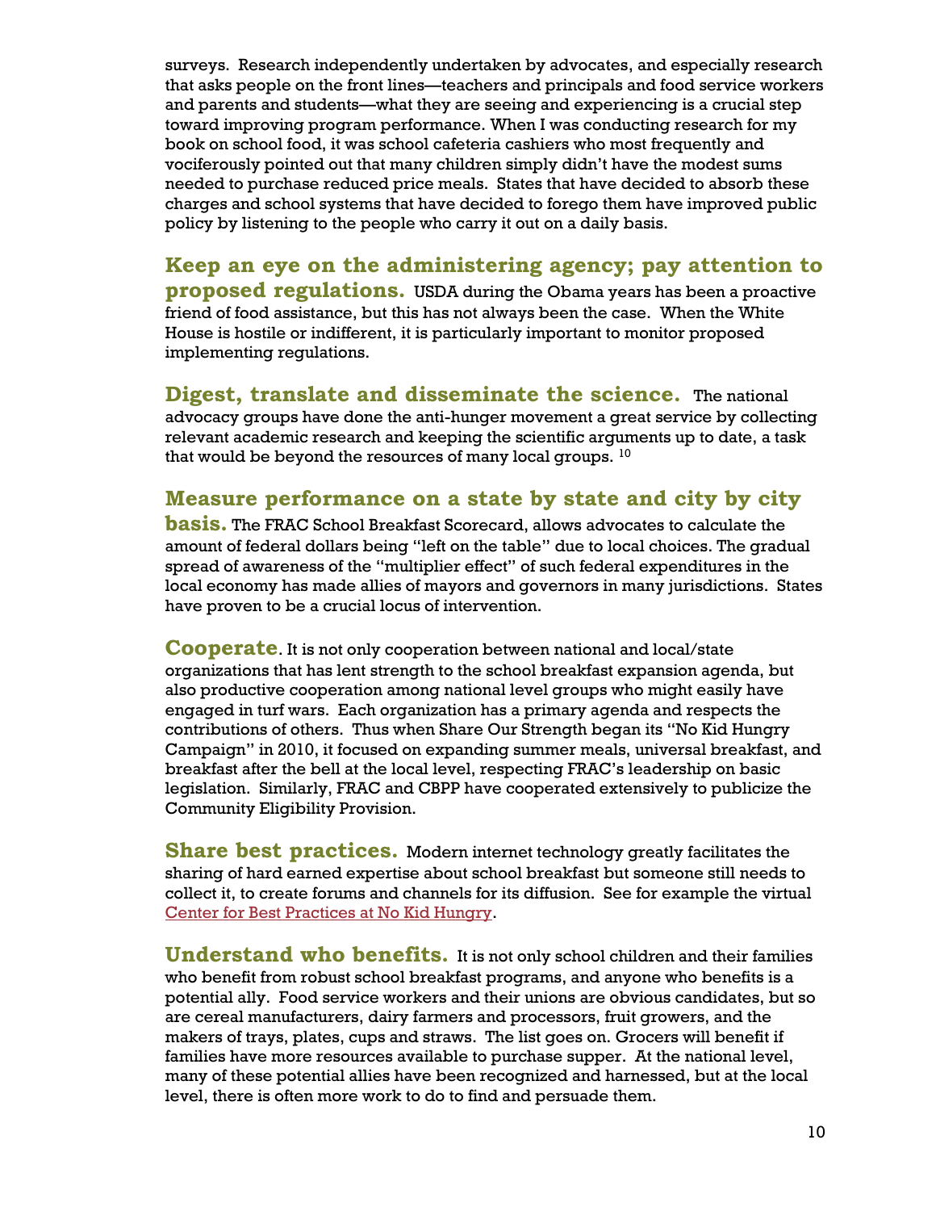surveys. Research independently undertaken by advocates, and especially research that asks people on the front lines—teachers and principals and food service workers and parents and students—what they are seeing and experiencing is a crucial step toward improving program performance. When I was conducting research for my book on school food, it was school cafeteria cashiers who most frequently and vociferously pointed out that many children simply didn't have the modest sums needed to purchase reduced price meals. States that have decided to absorb these charges and school systems that have decided to forego them have improved public policy by listening to the people who carry it out on a daily basis.

**Keep an eye on the administering agency; pay attention to proposed regulations.** USDA during the Obama years has been a proactive friend of food assistance, but this has not always been the case. When the White House is hostile or indifferent, it is particularly important to monitor proposed implementing regulations.

**Digest, translate and disseminate the science.** The national advocacy groups have done the anti-hunger movement a great service by collecting relevant academic research and keeping the scientific arguments up to date, a task that would be beyond the resources of many local groups. [10]

**Measure performance on a state by state and city by city basis.** The FRAC School Breakfast Scorecard, allows advocates to calculate the amount of federal dollars being "left on the table" due to local choices. The gradual spread of awareness of the "multiplier effect" of such federal expenditures in the local economy has made allies of mayors and governors in many jurisdictions. States have proven to be a crucial locus of intervention.

**Cooperate**. It is not only cooperation between national and local/state organizations that has lent strength to the school breakfast expansion agenda, but also productive cooperation among national level groups who might easily have engaged in turf wars. Each organization has a primary agenda and respects the contributions of others. Thus when Share Our Strength began its "No Kid Hungry Campaign" in 2010, it focused on expanding summer meals, universal breakfast, and breakfast after the bell at the local level, respecting FRAC's leadership on basic legislation. Similarly, FRAC and CBPP have cooperated extensively to publicize the Community Eligibility Provision.

**Share best practices.** Modern internet technology greatly facilitates the sharing of hard earned expertise about school breakfast but someone still needs to collect it, to create forums and channels for its diffusion. See for example the virtual [Center for Best Practices at No Kid Hungry](Center for Best Practices at No Kid Hungry).

**Understand who benefits.** It is not only school children and their families who benefit from robust school breakfast programs, and anyone who benefits is a potential ally. Food service workers and their unions are obvious candidates, but so are cereal manufacturers, dairy farmers and processors, fruit growers, and the makers of trays, plates, cups and straws. The list goes on. Grocers will benefit if families have more resources available to purchase supper. At the national level, many of these potential allies have been recognized and harnessed, but at the local level, there is often more work to do to find and persuade them.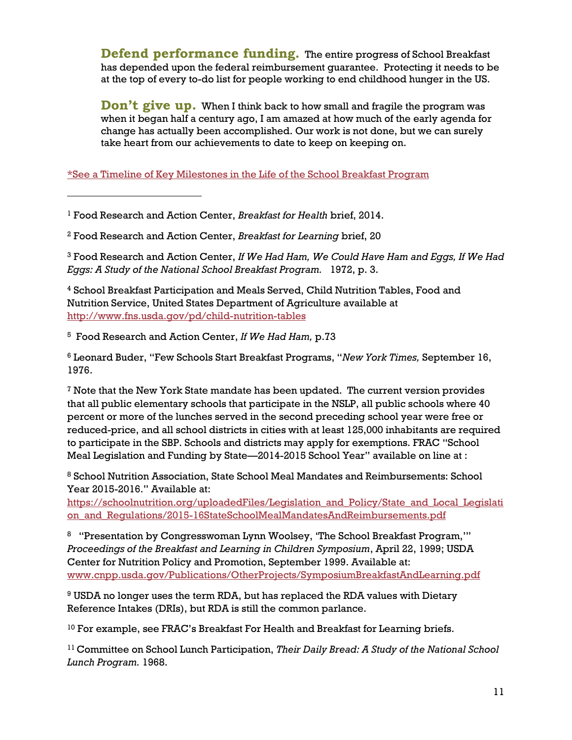**Defend performance funding.** The entire progress of School Breakfast has depended upon the federal reimbursement guarantee. Protecting it needs to be at the top of every to-do list for people working to end childhood hunger in the US.

**Don't give up.** When I think back to how small and fragile the program was when it began half a century ago, I am amazed at how much of the early agenda for change has actually been accomplished. Our work is not done, but we can surely take heart from our achievements to date to keep on keeping on.

*See a Timeline of Key Milestones in the Life of the School Breakfast Program

---

[1] Food Research and Action Center, *Breakfast for Health* brief, 2014.

[2] Food Research and Action Center, *Breakfast for Learning* brief, 20

[3] Food Research and Action Center, *If We Had Ham, We Could Have Ham and Eggs, If We Had Eggs: A Study of the National School Breakfast Program.* 1972, p. 3.

[4] School Breakfast Participation and Meals Served, Child Nutrition Tables, Food and Nutrition Service, United States Department of Agriculture available at http://www.fns.usda.gov/pd/child-nutrition-tables

[5] Food Research and Action Center, *If We Had Ham,* p.73

[6] Leonard Buder, "Few Schools Start Breakfast Programs, "*New York Times,* September 16, 1976.

[7] Note that the New York State mandate has been updated. The current version provides that all public elementary schools that participate in the NSLP, all public schools where 40 percent or more of the lunches served in the second preceding school year were free or reduced-price, and all school districts in cities with at least 125,000 inhabitants are required to participate in the SBP. Schools and districts may apply for exemptions. FRAC "School Meal Legislation and Funding by State—2014-2015 School Year" available on line at :

[8] School Nutrition Association, State School Meal Mandates and Reimbursements: School Year 2015-2016." Available at: https://schoolnutrition.org/uploadedFiles/Legislation_and_Policy/State_and_Local_Legislation_and_Regulations/2015-16StateSchoolMealMandatesAndReimbursements.pdf

[8] "Presentation by Congresswoman Lynn Woolsey, 'The School Breakfast Program,'" *Proceedings of the Breakfast and Learning in Children Symposium*, April 22, 1999; USDA Center for Nutrition Policy and Promotion, September 1999. Available at: www.cnpp.usda.gov/Publications/OtherProjects/SymposiumBreakfastAndLearning.pdf

[9] USDA no longer uses the term RDA, but has replaced the RDA values with Dietary Reference Intakes (DRIs), but RDA is still the common parlance.

[10] For example, see FRAC's Breakfast For Health and Breakfast for Learning briefs.

[11] Committee on School Lunch Participation, *Their Daily Bread: A Study of the National School Lunch Program.* 1968.